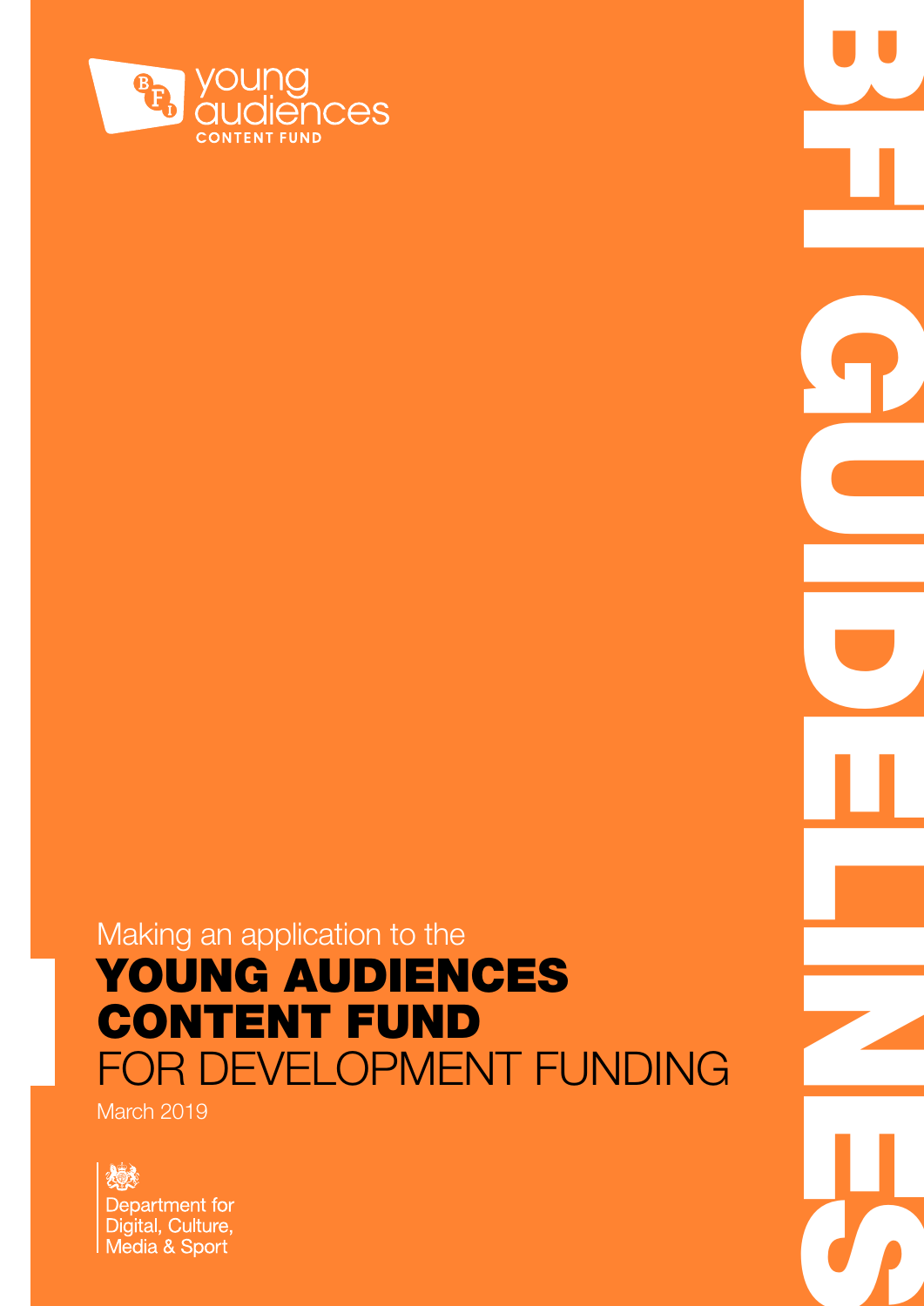young audiences
CONTENT FUND

BFI GUIDELINES

Making an application to the

# YOUNG AUDIENCES CONTENT FUND FOR DEVELOPMENT FUNDING

March 2019

Department for Digital, Culture, Media & Sport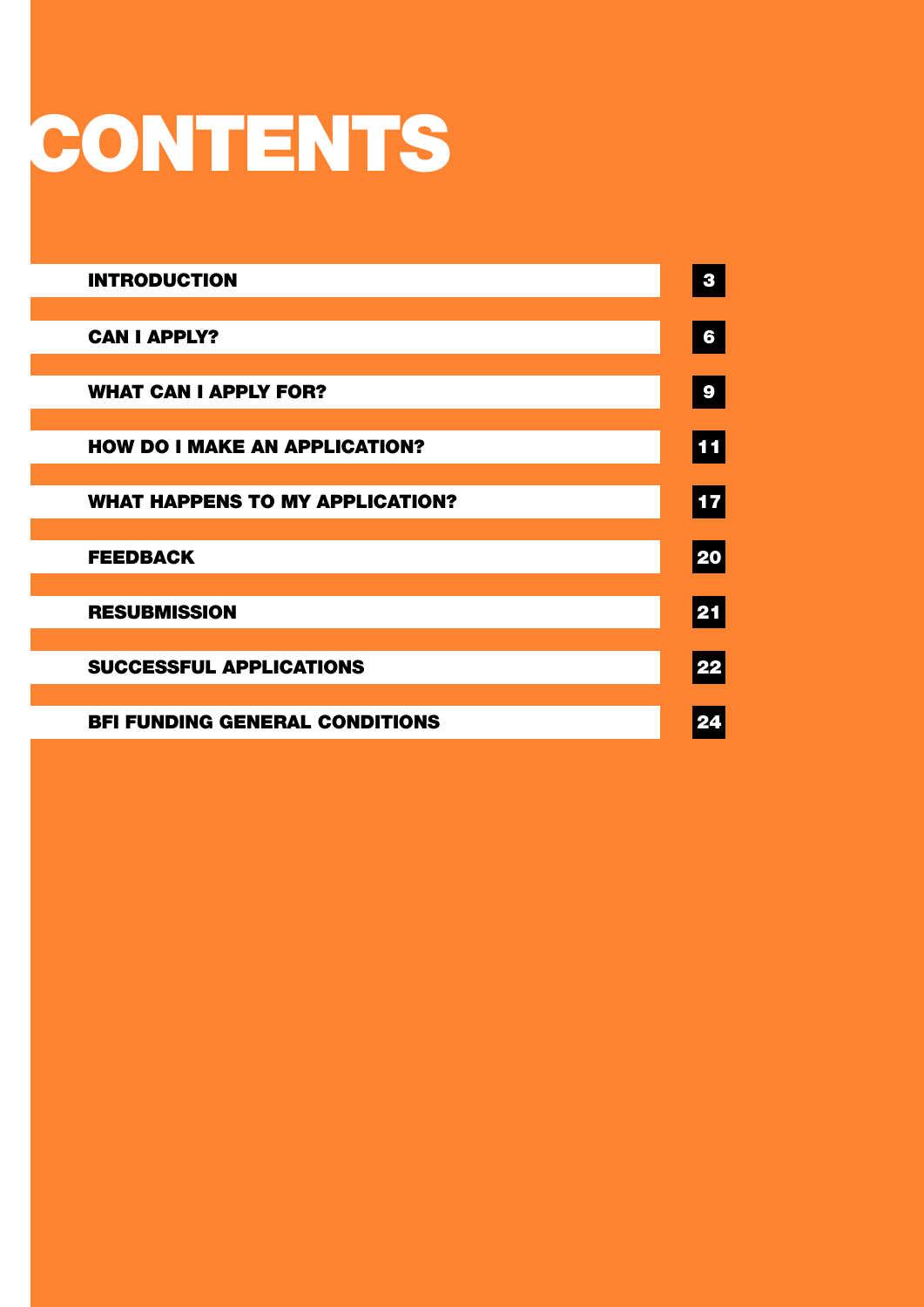# CONTENTS

| | |
|---|---|
| **INTRODUCTION** | 3 |
| **CAN I APPLY?** | 6 |
| **WHAT CAN I APPLY FOR?** | 9 |
| **HOW DO I MAKE AN APPLICATION?** | 11 |
| **WHAT HAPPENS TO MY APPLICATION?** | 17 |
| **FEEDBACK** | 20 |
| **RESUBMISSION** | 21 |
| **SUCCESSFUL APPLICATIONS** | 22 |
| **BFI FUNDING GENERAL CONDITIONS** | 24 |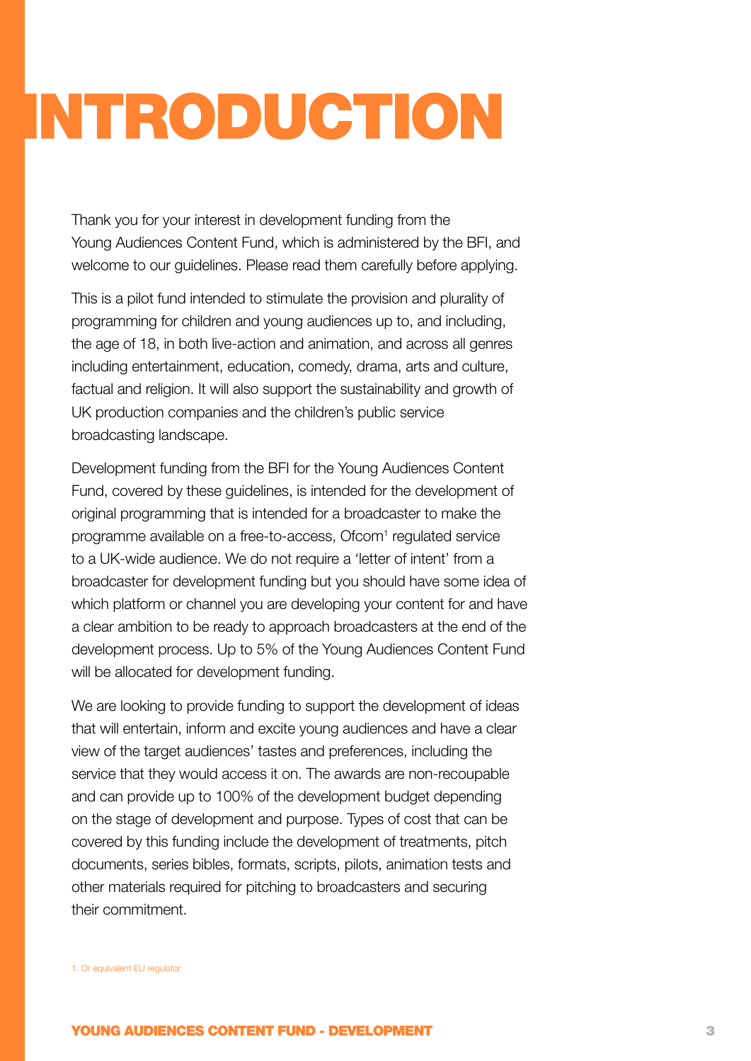# INTRODUCTION

Thank you for your interest in development funding from the Young Audiences Content Fund, which is administered by the BFI, and welcome to our guidelines. Please read them carefully before applying.

This is a pilot fund intended to stimulate the provision and plurality of programming for children and young audiences up to, and including, the age of 18, in both live-action and animation, and across all genres including entertainment, education, comedy, drama, arts and culture, factual and religion. It will also support the sustainability and growth of UK production companies and the children's public service broadcasting landscape.

Development funding from the BFI for the Young Audiences Content Fund, covered by these guidelines, is intended for the development of original programming that is intended for a broadcaster to make the programme available on a free-to-access, Ofcom[1] regulated service to a UK-wide audience. We do not require a 'letter of intent' from a broadcaster for development funding but you should have some idea of which platform or channel you are developing your content for and have a clear ambition to be ready to approach broadcasters at the end of the development process. Up to 5% of the Young Audiences Content Fund will be allocated for development funding.

We are looking to provide funding to support the development of ideas that will entertain, inform and excite young audiences and have a clear view of the target audiences' tastes and preferences, including the service that they would access it on. The awards are non-recoupable and can provide up to 100% of the development budget depending on the stage of development and purpose. Types of cost that can be covered by this funding include the development of treatments, pitch documents, series bibles, formats, scripts, pilots, animation tests and other materials required for pitching to broadcasters and securing their commitment.

1. Or equivalent EU regulator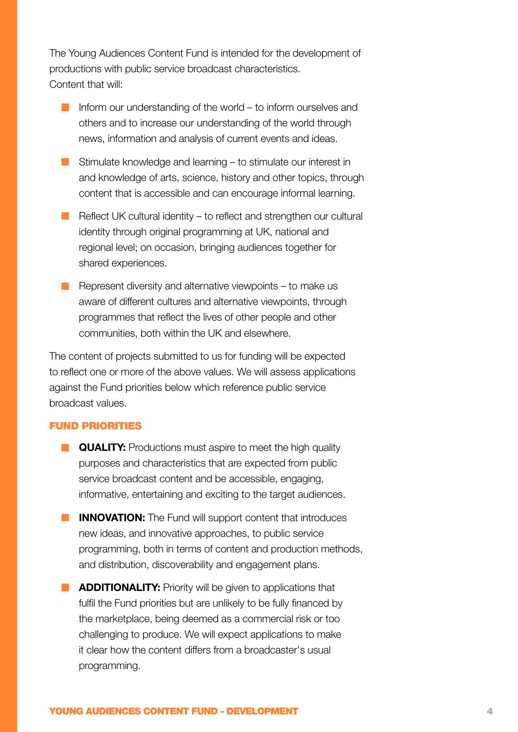The Young Audiences Content Fund is intended for the development of productions with public service broadcast characteristics.
Content that will:

- Inform our understanding of the world – to inform ourselves and others and to increase our understanding of the world through news, information and analysis of current events and ideas.
- Stimulate knowledge and learning – to stimulate our interest in and knowledge of arts, science, history and other topics, through content that is accessible and can encourage informal learning.
- Reflect UK cultural identity – to reflect and strengthen our cultural identity through original programming at UK, national and regional level; on occasion, bringing audiences together for shared experiences.
- Represent diversity and alternative viewpoints – to make us aware of different cultures and alternative viewpoints, through programmes that reflect the lives of other people and other communities, both within the UK and elsewhere.

The content of projects submitted to us for funding will be expected to reflect one or more of the above values. We will assess applications against the Fund priorities below which reference public service broadcast values.

## FUND PRIORITIES

- **QUALITY:** Productions must aspire to meet the high quality purposes and characteristics that are expected from public service broadcast content and be accessible, engaging, informative, entertaining and exciting to the target audiences.
- **INNOVATION:** The Fund will support content that introduces new ideas, and innovative approaches, to public service programming, both in terms of content and production methods, and distribution, discoverability and engagement plans.
- **ADDITIONALITY:** Priority will be given to applications that fulfil the Fund priorities but are unlikely to be fully financed by the marketplace, being deemed as a commercial risk or too challenging to produce. We will expect applications to make it clear how the content differs from a broadcaster's usual programming.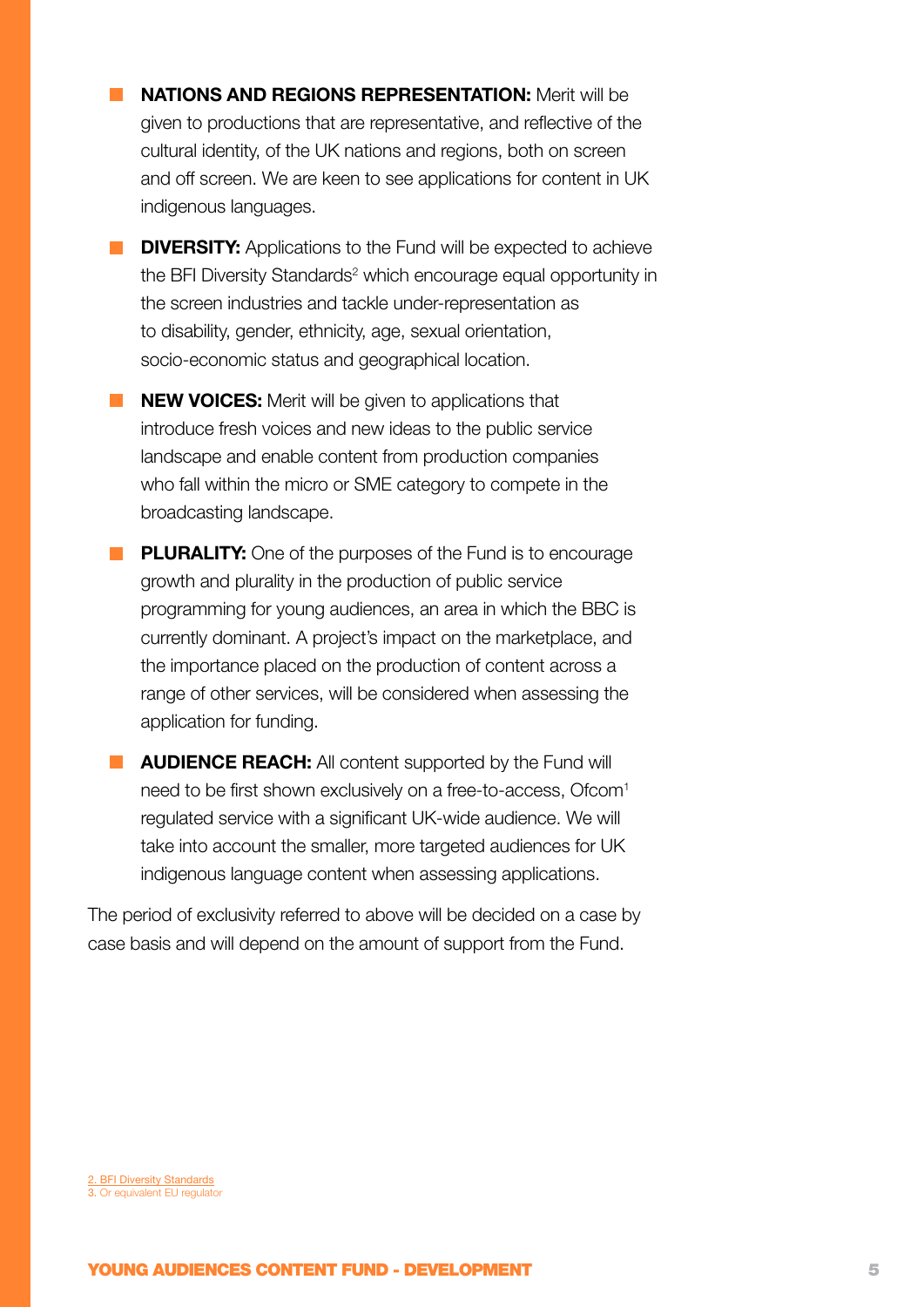- **NATIONS AND REGIONS REPRESENTATION:** Merit will be given to productions that are representative, and reflective of the cultural identity, of the UK nations and regions, both on screen and off screen. We are keen to see applications for content in UK indigenous languages.
- **DIVERSITY:** Applications to the Fund will be expected to achieve the BFI Diversity Standards[2] which encourage equal opportunity in the screen industries and tackle under-representation as to disability, gender, ethnicity, age, sexual orientation, socio-economic status and geographical location.
- **NEW VOICES:** Merit will be given to applications that introduce fresh voices and new ideas to the public service landscape and enable content from production companies who fall within the micro or SME category to compete in the broadcasting landscape.
- **PLURALITY:** One of the purposes of the Fund is to encourage growth and plurality in the production of public service programming for young audiences, an area in which the BBC is currently dominant. A project's impact on the marketplace, and the importance placed on the production of content across a range of other services, will be considered when assessing the application for funding.
- **AUDIENCE REACH:** All content supported by the Fund will need to be first shown exclusively on a free-to-access, Ofcom[1] regulated service with a significant UK-wide audience. We will take into account the smaller, more targeted audiences for UK indigenous language content when assessing applications.

The period of exclusivity referred to above will be decided on a case by case basis and will depend on the amount of support from the Fund.

2. BFI Diversity Standards
3. Or equivalent EU regulator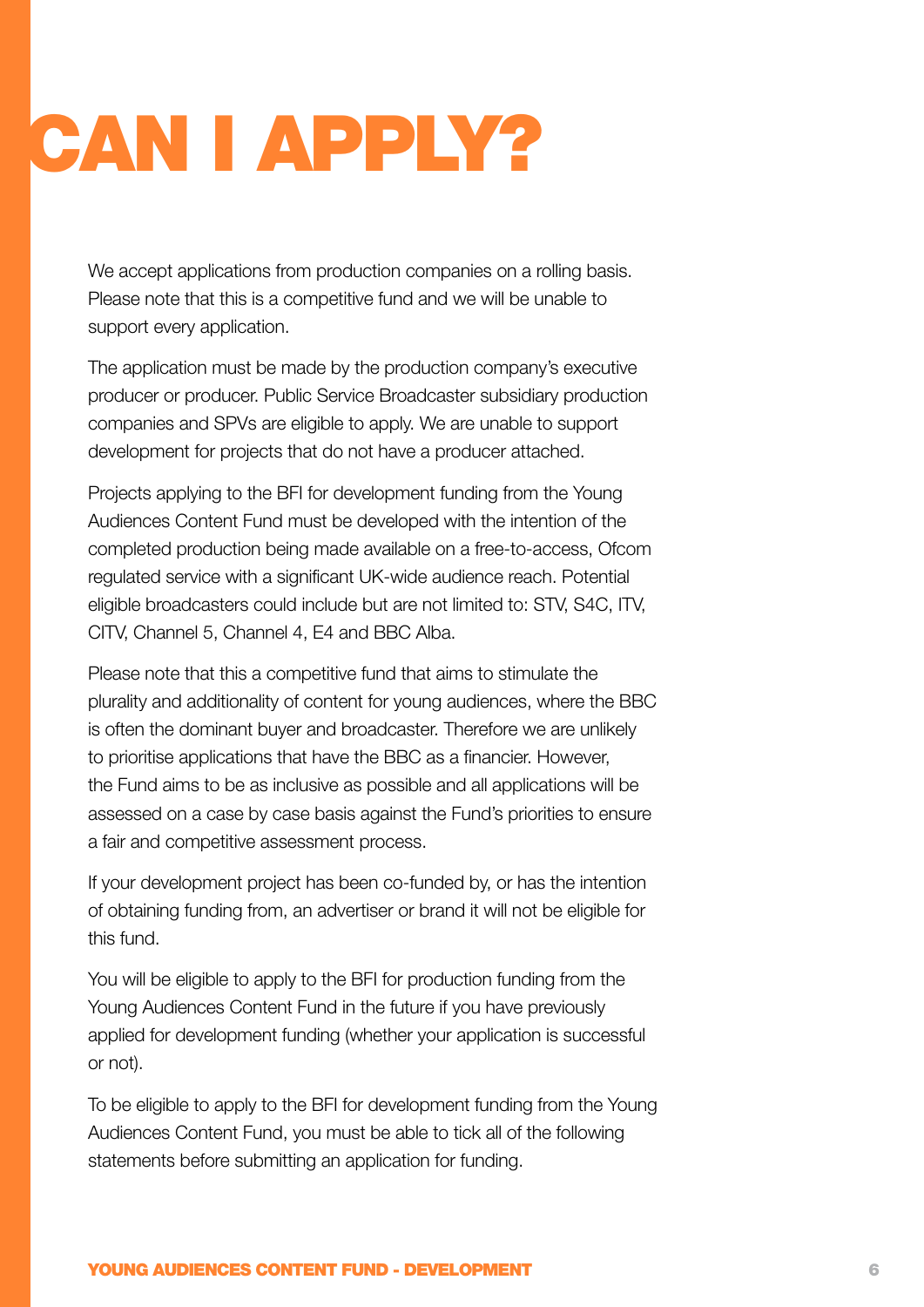# CAN I APPLY?

We accept applications from production companies on a rolling basis. Please note that this is a competitive fund and we will be unable to support every application.

The application must be made by the production company's executive producer or producer. Public Service Broadcaster subsidiary production companies and SPVs are eligible to apply. We are unable to support development for projects that do not have a producer attached.

Projects applying to the BFI for development funding from the Young Audiences Content Fund must be developed with the intention of the completed production being made available on a free-to-access, Ofcom regulated service with a significant UK-wide audience reach. Potential eligible broadcasters could include but are not limited to: STV, S4C, ITV, CITV, Channel 5, Channel 4, E4 and BBC Alba.

Please note that this a competitive fund that aims to stimulate the plurality and additionality of content for young audiences, where the BBC is often the dominant buyer and broadcaster. Therefore we are unlikely to prioritise applications that have the BBC as a financier. However, the Fund aims to be as inclusive as possible and all applications will be assessed on a case by case basis against the Fund's priorities to ensure a fair and competitive assessment process.

If your development project has been co-funded by, or has the intention of obtaining funding from, an advertiser or brand it will not be eligible for this fund.

You will be eligible to apply to the BFI for production funding from the Young Audiences Content Fund in the future if you have previously applied for development funding (whether your application is successful or not).

To be eligible to apply to the BFI for development funding from the Young Audiences Content Fund, you must be able to tick all of the following statements before submitting an application for funding.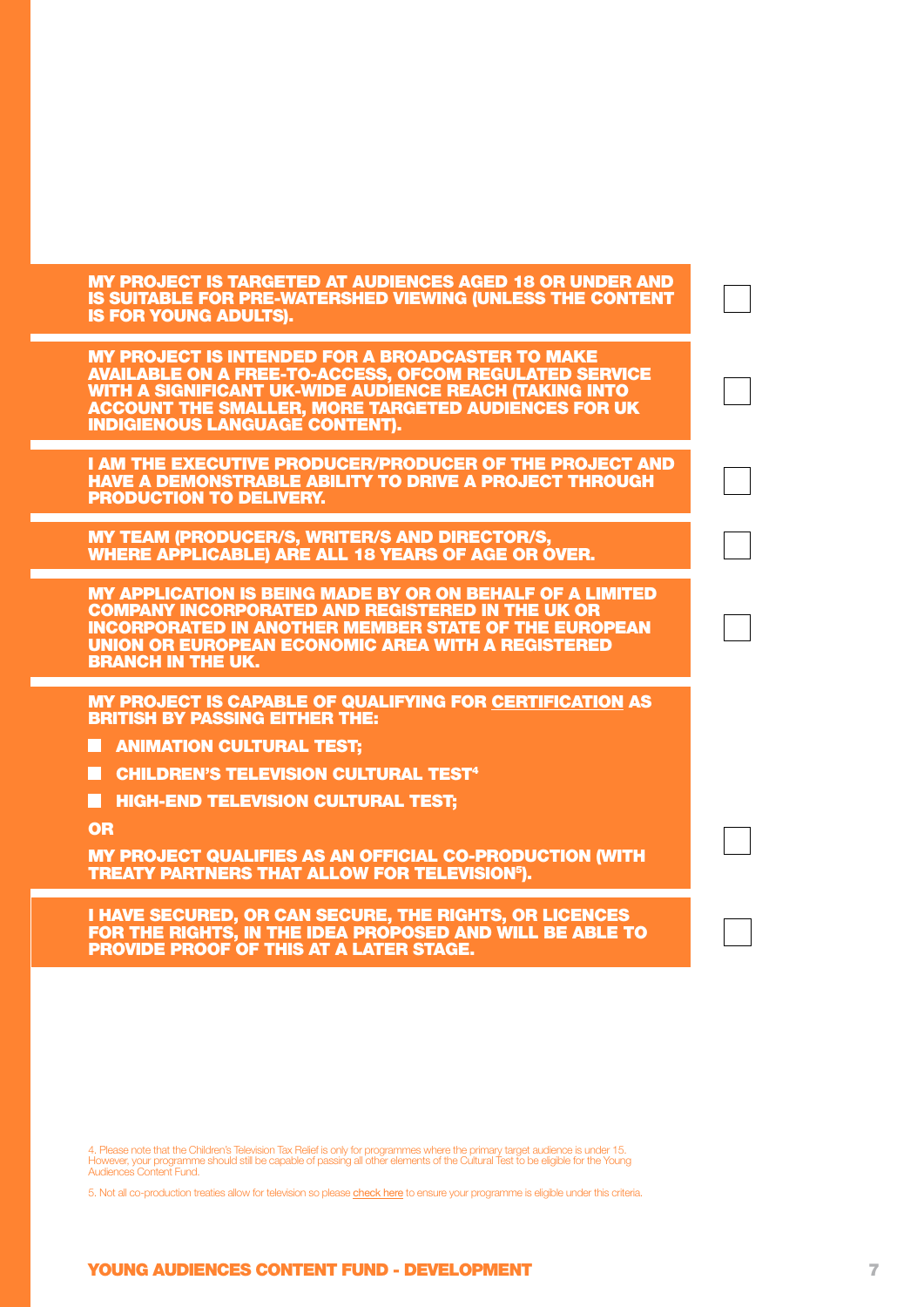**MY PROJECT IS TARGETED AT AUDIENCES AGED 18 OR UNDER AND IS SUITABLE FOR PRE-WATERSHED VIEWING (UNLESS THE CONTENT IS FOR YOUNG ADULTS).** ☐

**MY PROJECT IS INTENDED FOR A BROADCASTER TO MAKE AVAILABLE ON A FREE-TO-ACCESS, OFCOM REGULATED SERVICE WITH A SIGNIFICANT UK-WIDE AUDIENCE REACH (TAKING INTO ACCOUNT THE SMALLER, MORE TARGETED AUDIENCES FOR UK INDIGIENOUS LANGUAGE CONTENT).** ☐

**I AM THE EXECUTIVE PRODUCER/PRODUCER OF THE PROJECT AND HAVE A DEMONSTRABLE ABILITY TO DRIVE A PROJECT THROUGH PRODUCTION TO DELIVERY.** ☐

**MY TEAM (PRODUCER/S, WRITER/S AND DIRECTOR/S, WHERE APPLICABLE) ARE ALL 18 YEARS OF AGE OR OVER.** ☐

**MY APPLICATION IS BEING MADE BY OR ON BEHALF OF A LIMITED COMPANY INCORPORATED AND REGISTERED IN THE UK OR INCORPORATED IN ANOTHER MEMBER STATE OF THE EUROPEAN UNION OR EUROPEAN ECONOMIC AREA WITH A REGISTERED BRANCH IN THE UK.** ☐

**MY PROJECT IS CAPABLE OF QUALIFYING FOR CERTIFICATION AS BRITISH BY PASSING EITHER THE:**

- **ANIMATION CULTURAL TEST;**
- **CHILDREN'S TELEVISION CULTURAL TEST[4]**
- **HIGH-END TELEVISION CULTURAL TEST;**

**OR**

**MY PROJECT QUALIFIES AS AN OFFICIAL CO-PRODUCTION (WITH TREATY PARTNERS THAT ALLOW FOR TELEVISION[5]).** ☐

**I HAVE SECURED, OR CAN SECURE, THE RIGHTS, OR LICENCES FOR THE RIGHTS, IN THE IDEA PROPOSED AND WILL BE ABLE TO PROVIDE PROOF OF THIS AT A LATER STAGE.** ☐

4. Please note that the Children's Television Tax Relief is only for programmes where the primary target audience is under 15. However, your programme should still be capable of passing all other elements of the Cultural Test to be eligible for the Young Audiences Content Fund.

5. Not all co-production treaties allow for television so please check here to ensure your programme is eligible under this criteria.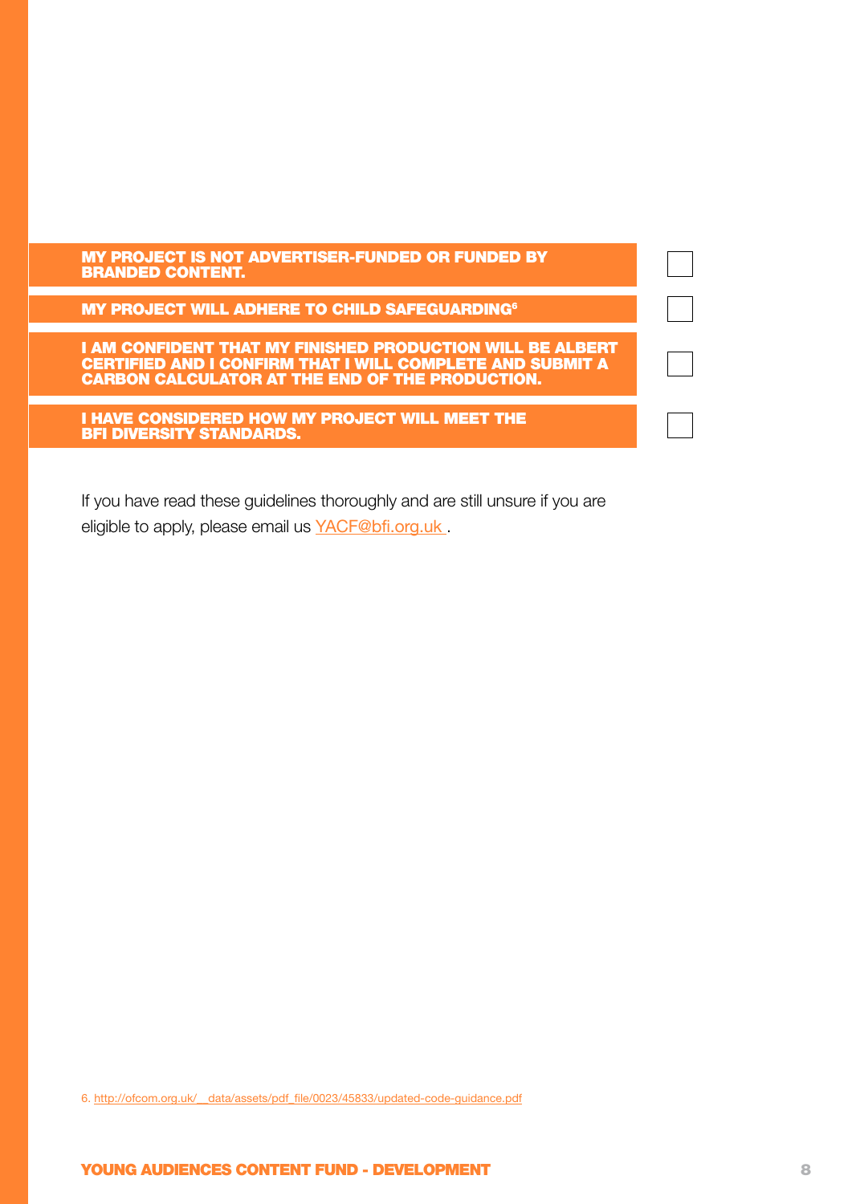| | |
|---|---|
| **MY PROJECT IS NOT ADVERTISER-FUNDED OR FUNDED BY BRANDED CONTENT.** | ☐ |
| **MY PROJECT WILL ADHERE TO CHILD SAFEGUARDING[6]** | ☐ |
| **I AM CONFIDENT THAT MY FINISHED PRODUCTION WILL BE ALBERT CERTIFIED AND I CONFIRM THAT I WILL COMPLETE AND SUBMIT A CARBON CALCULATOR AT THE END OF THE PRODUCTION.** | ☐ |
| **I HAVE CONSIDERED HOW MY PROJECT WILL MEET THE BFI DIVERSITY STANDARDS.** | ☐ |

If you have read these guidelines thoroughly and are still unsure if you are eligible to apply, please email us YACF@bfi.org.uk .

6. http://ofcom.org.uk/__data/assets/pdf_file/0023/45833/updated-code-guidance.pdf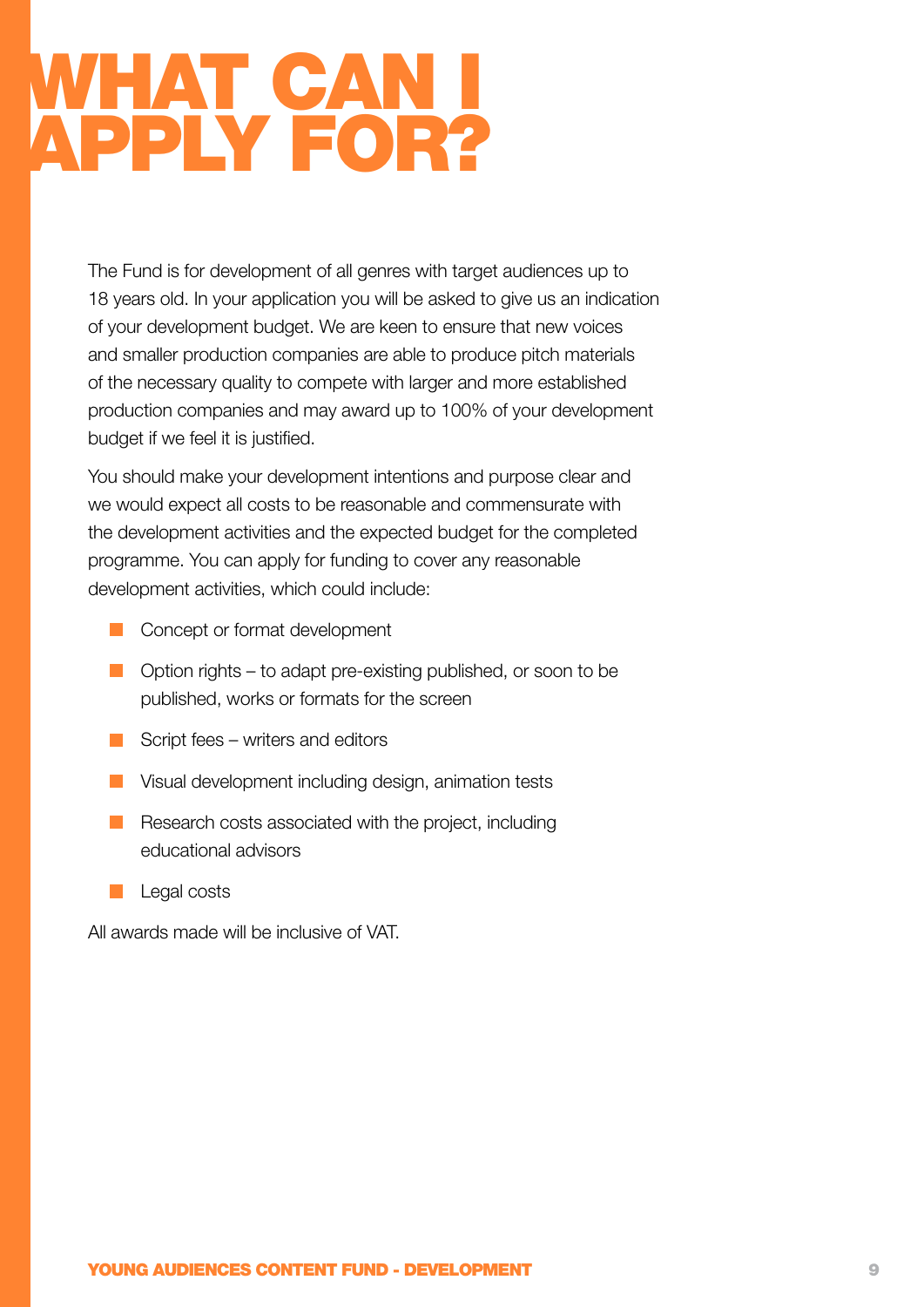# WHAT CAN I APPLY FOR?

The Fund is for development of all genres with target audiences up to 18 years old. In your application you will be asked to give us an indication of your development budget. We are keen to ensure that new voices and smaller production companies are able to produce pitch materials of the necessary quality to compete with larger and more established production companies and may award up to 100% of your development budget if we feel it is justified.

You should make your development intentions and purpose clear and we would expect all costs to be reasonable and commensurate with the development activities and the expected budget for the completed programme. You can apply for funding to cover any reasonable development activities, which could include:

- Concept or format development
- Option rights – to adapt pre-existing published, or soon to be published, works or formats for the screen
- Script fees – writers and editors
- Visual development including design, animation tests
- Research costs associated with the project, including educational advisors
- Legal costs

All awards made will be inclusive of VAT.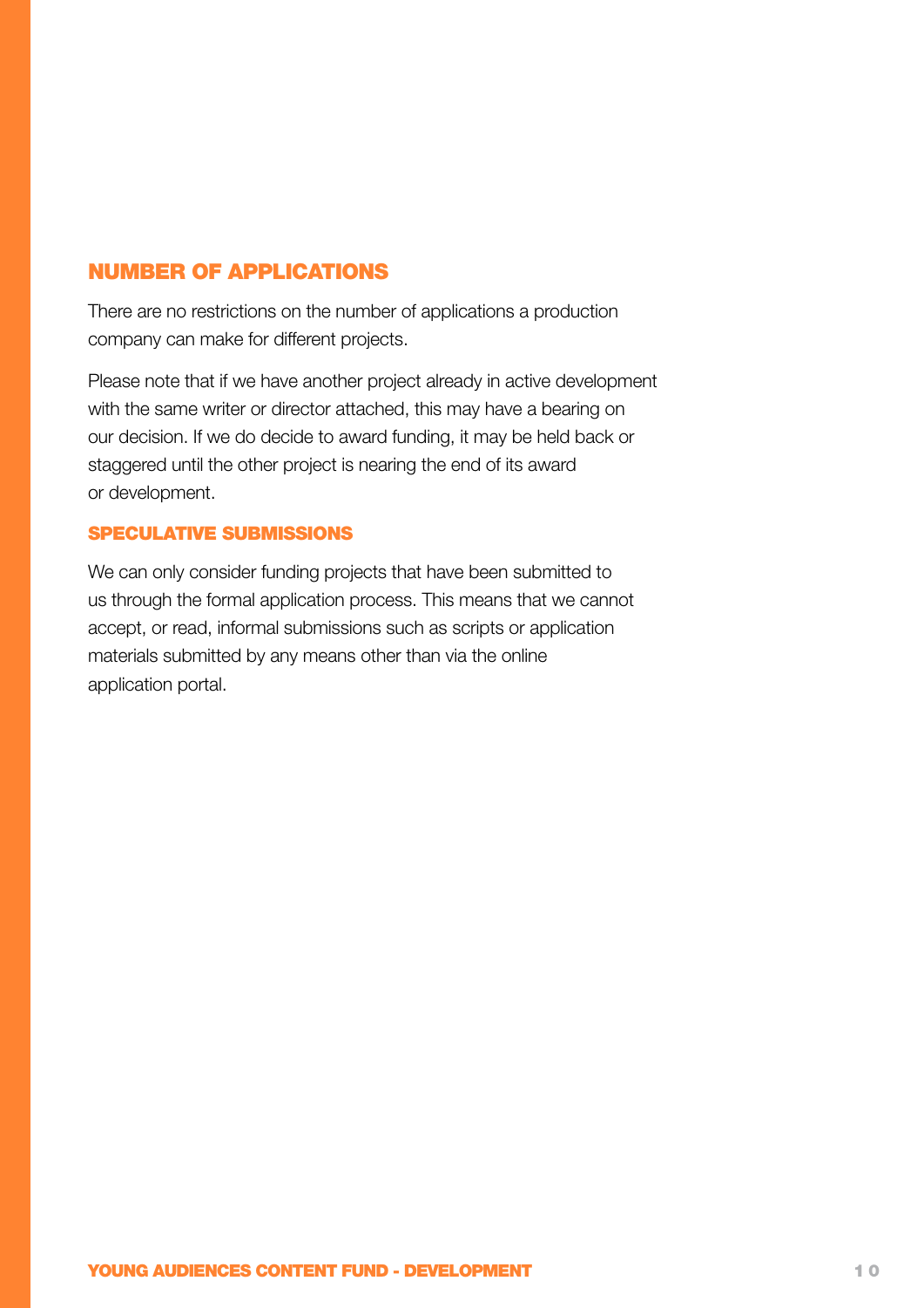## NUMBER OF APPLICATIONS

There are no restrictions on the number of applications a production company can make for different projects.

Please note that if we have another project already in active development with the same writer or director attached, this may have a bearing on our decision. If we do decide to award funding, it may be held back or staggered until the other project is nearing the end of its award or development.

### SPECULATIVE SUBMISSIONS

We can only consider funding projects that have been submitted to us through the formal application process. This means that we cannot accept, or read, informal submissions such as scripts or application materials submitted by any means other than via the online application portal.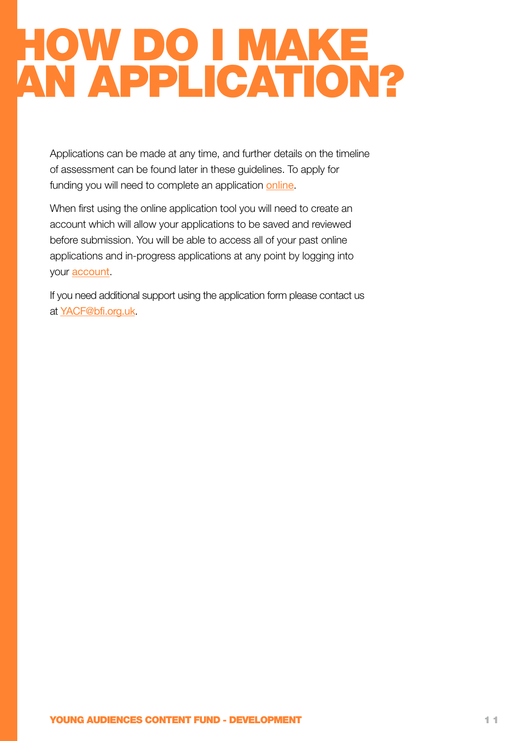# HOW DO I MAKE AN APPLICATION?

Applications can be made at any time, and further details on the timeline of assessment can be found later in these guidelines. To apply for funding you will need to complete an application online.

When first using the online application tool you will need to create an account which will allow your applications to be saved and reviewed before submission. You will be able to access all of your past online applications and in-progress applications at any point by logging into your account.

If you need additional support using the application form please contact us at YACF@bfi.org.uk.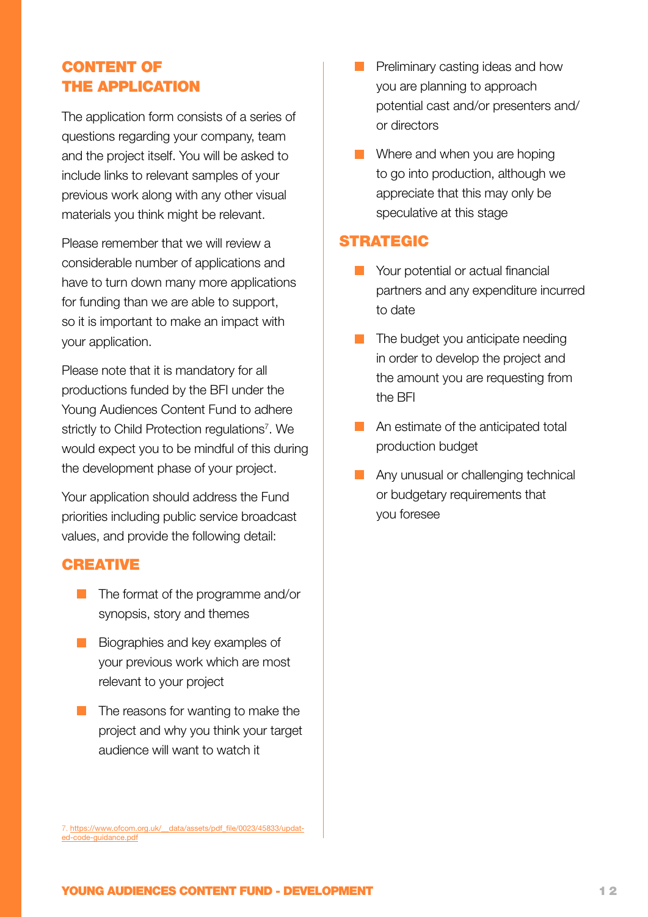## CONTENT OF THE APPLICATION

The application form consists of a series of questions regarding your company, team and the project itself. You will be asked to include links to relevant samples of your previous work along with any other visual materials you think might be relevant.

Please remember that we will review a considerable number of applications and have to turn down many more applications for funding than we are able to support, so it is important to make an impact with your application.

Please note that it is mandatory for all productions funded by the BFI under the Young Audiences Content Fund to adhere strictly to Child Protection regulations[7]. We would expect you to be mindful of this during the development phase of your project.

Your application should address the Fund priorities including public service broadcast values, and provide the following detail:

### CREATIVE

- The format of the programme and/or synopsis, story and themes
- Biographies and key examples of your previous work which are most relevant to your project
- The reasons for wanting to make the project and why you think your target audience will want to watch it
- Preliminary casting ideas and how you are planning to approach potential cast and/or presenters and/or directors
- Where and when you are hoping to go into production, although we appreciate that this may only be speculative at this stage

### STRATEGIC

- Your potential or actual financial partners and any expenditure incurred to date
- The budget you anticipate needing in order to develop the project and the amount you are requesting from the BFI
- An estimate of the anticipated total production budget
- Any unusual or challenging technical or budgetary requirements that you foresee

7. https://www.ofcom.org.uk/__data/assets/pdf_file/0023/45833/updated-code-guidance.pdf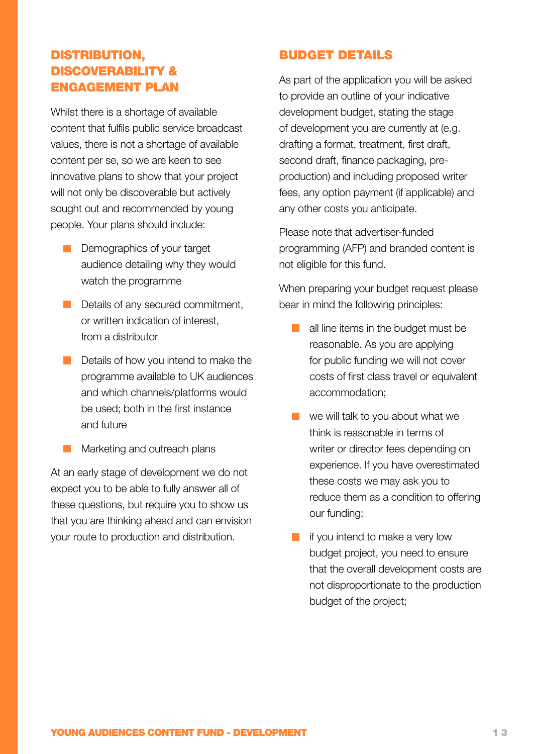## DISTRIBUTION, DISCOVERABILITY & ENGAGEMENT PLAN

Whilst there is a shortage of available content that fulfils public service broadcast values, there is not a shortage of available content per se, so we are keen to see innovative plans to show that your project will not only be discoverable but actively sought out and recommended by young people. Your plans should include:

- Demographics of your target audience detailing why they would watch the programme
- Details of any secured commitment, or written indication of interest, from a distributor
- Details of how you intend to make the programme available to UK audiences and which channels/platforms would be used; both in the first instance and future
- Marketing and outreach plans

At an early stage of development we do not expect you to be able to fully answer all of these questions, but require you to show us that you are thinking ahead and can envision your route to production and distribution.

## BUDGET DETAILS

As part of the application you will be asked to provide an outline of your indicative development budget, stating the stage of development you are currently at (e.g. drafting a format, treatment, first draft, second draft, finance packaging, pre-production) and including proposed writer fees, any option payment (if applicable) and any other costs you anticipate.

Please note that advertiser-funded programming (AFP) and branded content is not eligible for this fund.

When preparing your budget request please bear in mind the following principles:

- all line items in the budget must be reasonable. As you are applying for public funding we will not cover costs of first class travel or equivalent accommodation;
- we will talk to you about what we think is reasonable in terms of writer or director fees depending on experience. If you have overestimated these costs we may ask you to reduce them as a condition to offering our funding;
- if you intend to make a very low budget project, you need to ensure that the overall development costs are not disproportionate to the production budget of the project;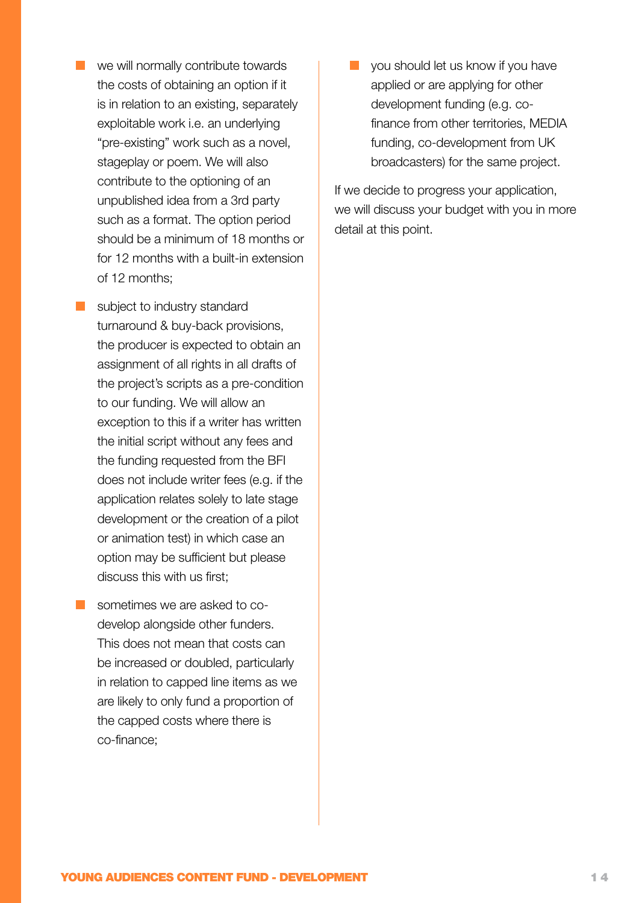- we will normally contribute towards the costs of obtaining an option if it is in relation to an existing, separately exploitable work i.e. an underlying "pre-existing" work such as a novel, stageplay or poem. We will also contribute to the optioning of an unpublished idea from a 3rd party such as a format. The option period should be a minimum of 18 months or for 12 months with a built-in extension of 12 months;
- subject to industry standard turnaround & buy-back provisions, the producer is expected to obtain an assignment of all rights in all drafts of the project's scripts as a pre-condition to our funding. We will allow an exception to this if a writer has written the initial script without any fees and the funding requested from the BFI does not include writer fees (e.g. if the application relates solely to late stage development or the creation of a pilot or animation test) in which case an option may be sufficient but please discuss this with us first;
- sometimes we are asked to co-develop alongside other funders. This does not mean that costs can be increased or doubled, particularly in relation to capped line items as we are likely to only fund a proportion of the capped costs where there is co-finance;
- you should let us know if you have applied or are applying for other development funding (e.g. co-finance from other territories, MEDIA funding, co-development from UK broadcasters) for the same project.

If we decide to progress your application, we will discuss your budget with you in more detail at this point.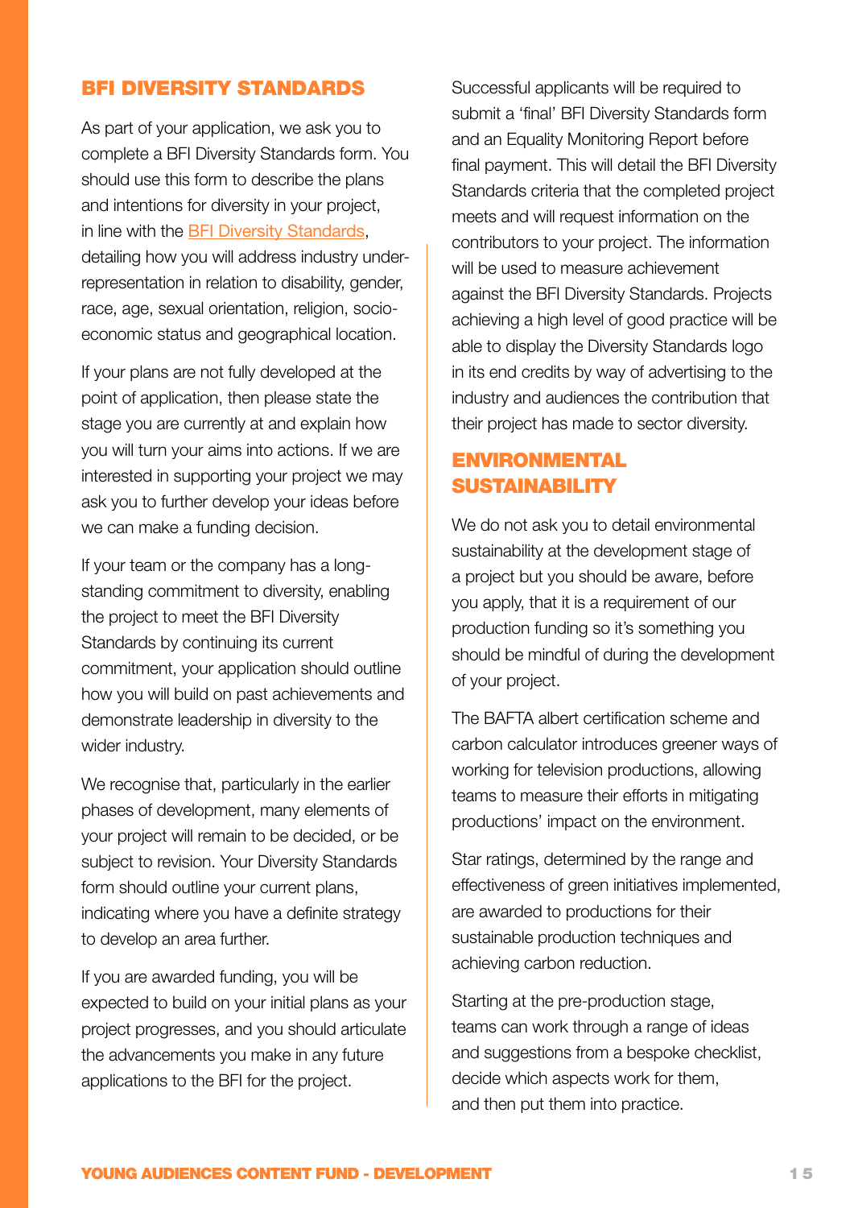## BFI DIVERSITY STANDARDS

As part of your application, we ask you to complete a BFI Diversity Standards form. You should use this form to describe the plans and intentions for diversity in your project, in line with the [BFI Diversity Standards](), detailing how you will address industry under-representation in relation to disability, gender, race, age, sexual orientation, religion, socio-economic status and geographical location.

If your plans are not fully developed at the point of application, then please state the stage you are currently at and explain how you will turn your aims into actions. If we are interested in supporting your project we may ask you to further develop your ideas before we can make a funding decision.

If your team or the company has a long-standing commitment to diversity, enabling the project to meet the BFI Diversity Standards by continuing its current commitment, your application should outline how you will build on past achievements and demonstrate leadership in diversity to the wider industry.

We recognise that, particularly in the earlier phases of development, many elements of your project will remain to be decided, or be subject to revision. Your Diversity Standards form should outline your current plans, indicating where you have a definite strategy to develop an area further.

If you are awarded funding, you will be expected to build on your initial plans as your project progresses, and you should articulate the advancements you make in any future applications to the BFI for the project.

Successful applicants will be required to submit a 'final' BFI Diversity Standards form and an Equality Monitoring Report before final payment. This will detail the BFI Diversity Standards criteria that the completed project meets and will request information on the contributors to your project. The information will be used to measure achievement against the BFI Diversity Standards. Projects achieving a high level of good practice will be able to display the Diversity Standards logo in its end credits by way of advertising to the industry and audiences the contribution that their project has made to sector diversity.

## ENVIRONMENTAL SUSTAINABILITY

We do not ask you to detail environmental sustainability at the development stage of a project but you should be aware, before you apply, that it is a requirement of our production funding so it's something you should be mindful of during the development of your project.

The BAFTA albert certification scheme and carbon calculator introduces greener ways of working for television productions, allowing teams to measure their efforts in mitigating productions' impact on the environment.

Star ratings, determined by the range and effectiveness of green initiatives implemented, are awarded to productions for their sustainable production techniques and achieving carbon reduction.

Starting at the pre-production stage, teams can work through a range of ideas and suggestions from a bespoke checklist, decide which aspects work for them, and then put them into practice.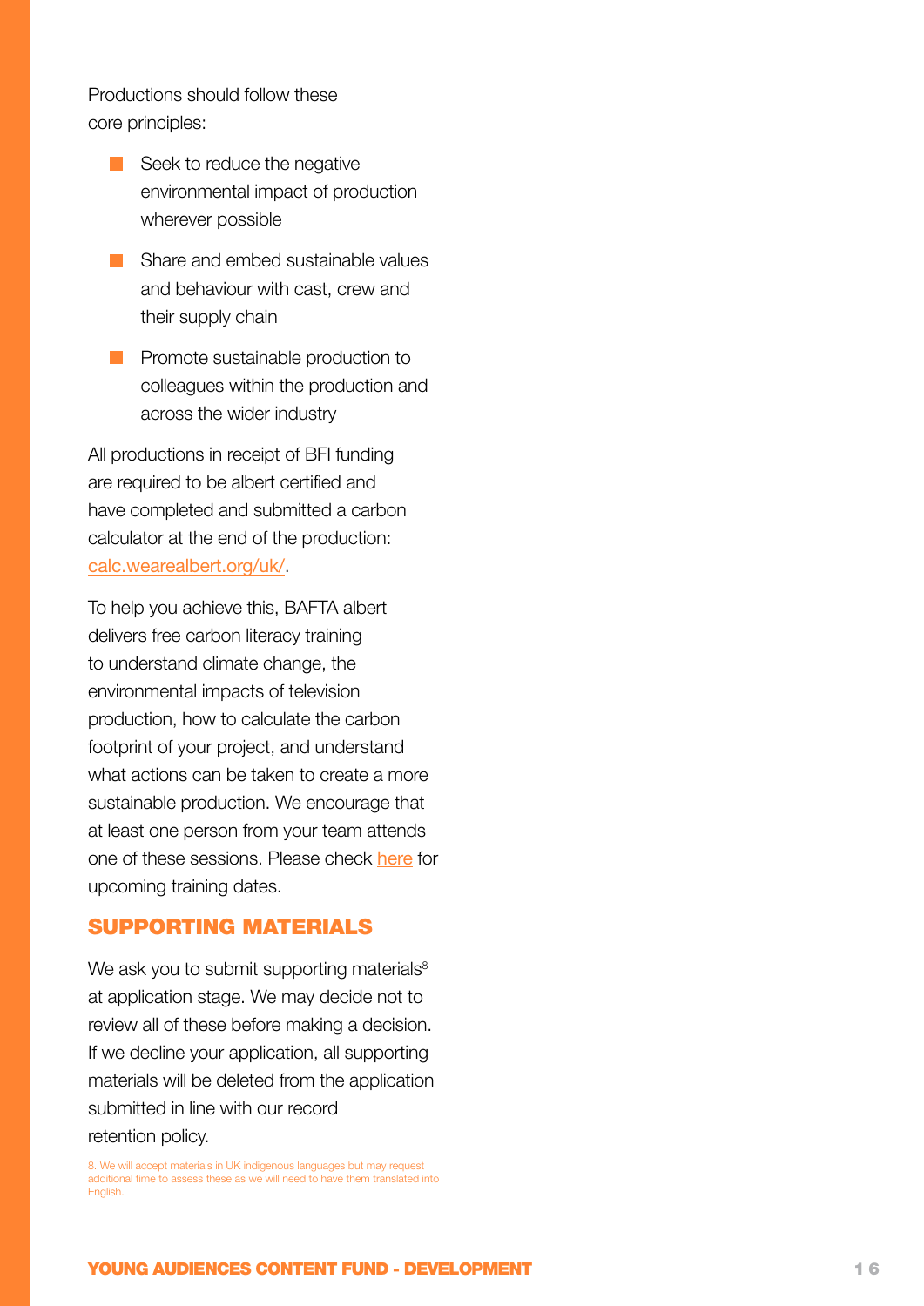Productions should follow these core principles:

- Seek to reduce the negative environmental impact of production wherever possible
- Share and embed sustainable values and behaviour with cast, crew and their supply chain
- Promote sustainable production to colleagues within the production and across the wider industry

All productions in receipt of BFI funding are required to be albert certified and have completed and submitted a carbon calculator at the end of the production: calc.wearealbert.org/uk/.

To help you achieve this, BAFTA albert delivers free carbon literacy training to understand climate change, the environmental impacts of television production, how to calculate the carbon footprint of your project, and understand what actions can be taken to create a more sustainable production. We encourage that at least one person from your team attends one of these sessions. Please check here for upcoming training dates.

## SUPPORTING MATERIALS

We ask you to submit supporting materials[8] at application stage. We may decide not to review all of these before making a decision. If we decline your application, all supporting materials will be deleted from the application submitted in line with our record retention policy.

8. We will accept materials in UK indigenous languages but may request additional time to assess these as we will need to have them translated into English.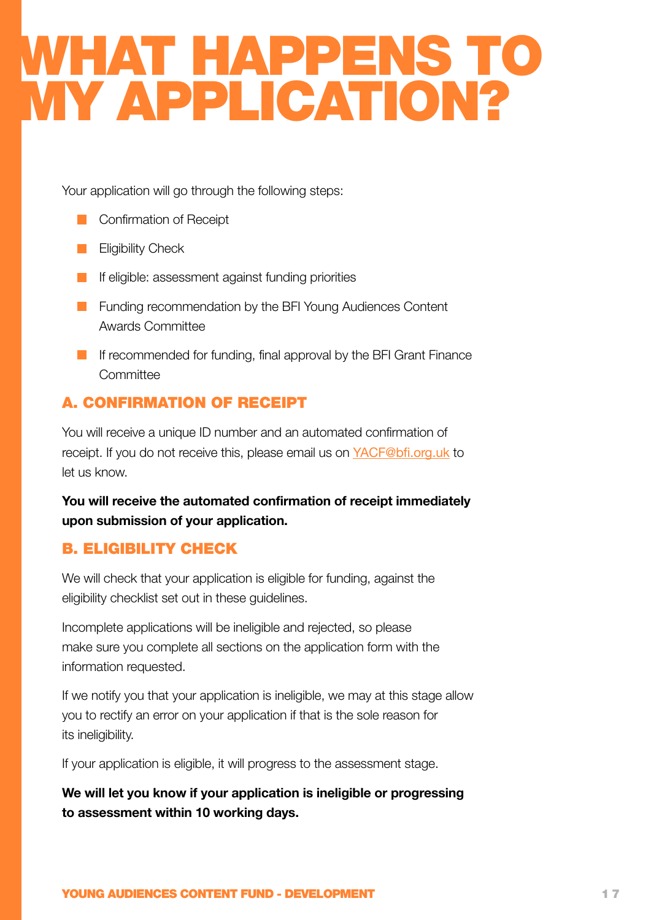# WHAT HAPPENS TO MY APPLICATION?

Your application will go through the following steps:

- Confirmation of Receipt
- Eligibility Check
- If eligible: assessment against funding priorities
- Funding recommendation by the BFI Young Audiences Content Awards Committee
- If recommended for funding, final approval by the BFI Grant Finance Committee

## A. CONFIRMATION OF RECEIPT

You will receive a unique ID number and an automated confirmation of receipt. If you do not receive this, please email us on YACF@bfi.org.uk to let us know.

**You will receive the automated confirmation of receipt immediately upon submission of your application.**

## B. ELIGIBILITY CHECK

We will check that your application is eligible for funding, against the eligibility checklist set out in these guidelines.

Incomplete applications will be ineligible and rejected, so please make sure you complete all sections on the application form with the information requested.

If we notify you that your application is ineligible, we may at this stage allow you to rectify an error on your application if that is the sole reason for its ineligibility.

If your application is eligible, it will progress to the assessment stage.

**We will let you know if your application is ineligible or progressing to assessment within 10 working days.**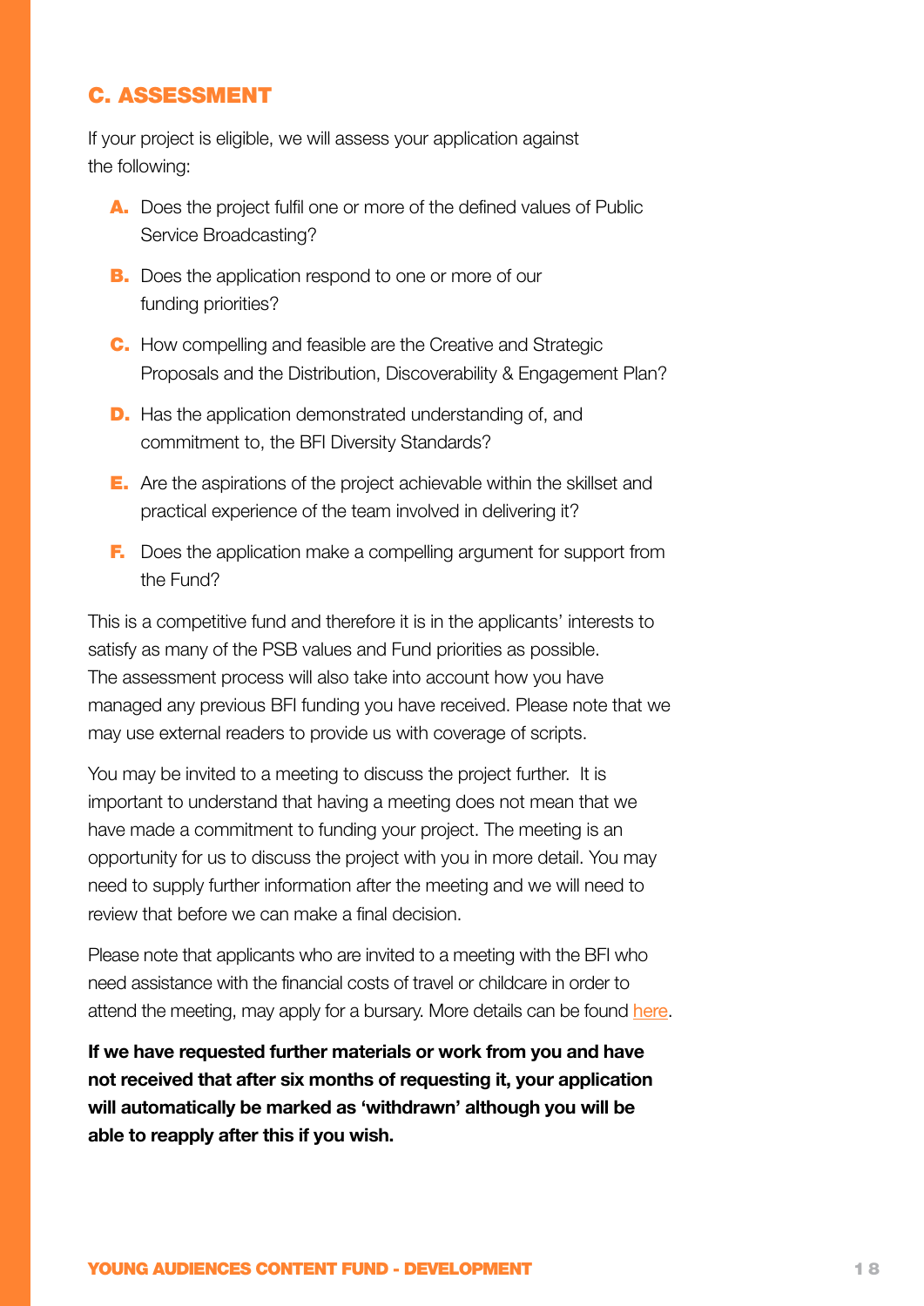## C. ASSESSMENT

If your project is eligible, we will assess your application against the following:

A. Does the project fulfil one or more of the defined values of Public Service Broadcasting?

B. Does the application respond to one or more of our funding priorities?

C. How compelling and feasible are the Creative and Strategic Proposals and the Distribution, Discoverability & Engagement Plan?

D. Has the application demonstrated understanding of, and commitment to, the BFI Diversity Standards?

E. Are the aspirations of the project achievable within the skillset and practical experience of the team involved in delivering it?

F. Does the application make a compelling argument for support from the Fund?

This is a competitive fund and therefore it is in the applicants' interests to satisfy as many of the PSB values and Fund priorities as possible. The assessment process will also take into account how you have managed any previous BFI funding you have received. Please note that we may use external readers to provide us with coverage of scripts.

You may be invited to a meeting to discuss the project further. It is important to understand that having a meeting does not mean that we have made a commitment to funding your project. The meeting is an opportunity for us to discuss the project with you in more detail. You may need to supply further information after the meeting and we will need to review that before we can make a final decision.

Please note that applicants who are invited to a meeting with the BFI who need assistance with the financial costs of travel or childcare in order to attend the meeting, may apply for a bursary. More details can be found here.

**If we have requested further materials or work from you and have not received that after six months of requesting it, your application will automatically be marked as 'withdrawn' although you will be able to reapply after this if you wish.**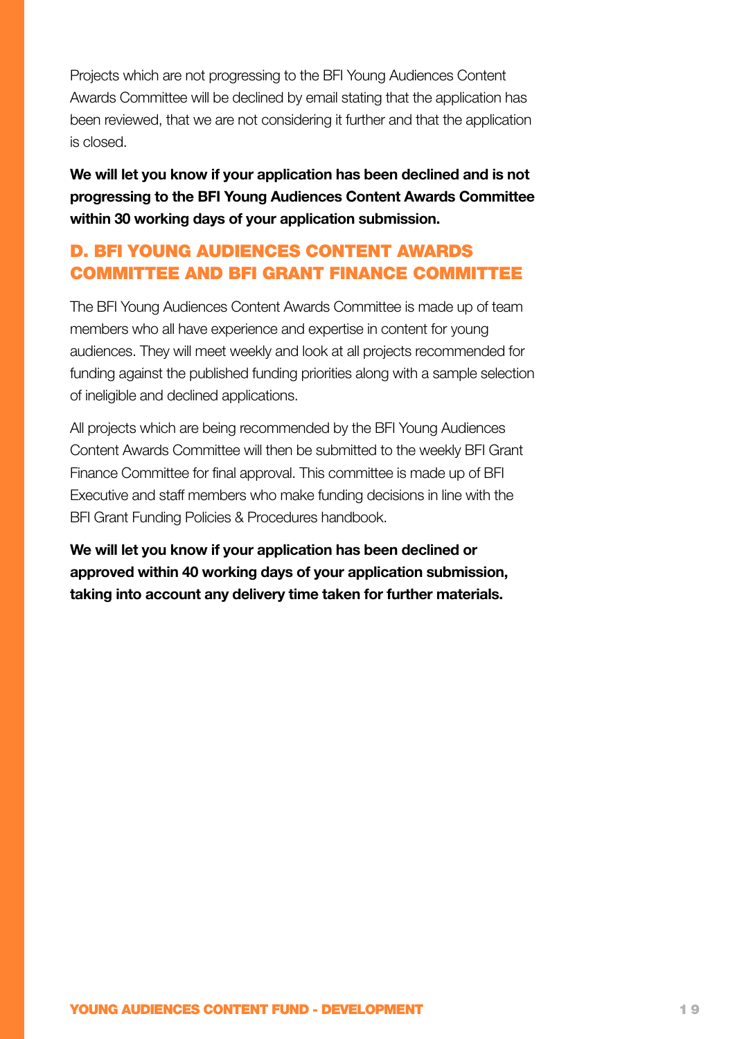Projects which are not progressing to the BFI Young Audiences Content Awards Committee will be declined by email stating that the application has been reviewed, that we are not considering it further and that the application is closed.

**We will let you know if your application has been declined and is not progressing to the BFI Young Audiences Content Awards Committee within 30 working days of your application submission.**

## D. BFI YOUNG AUDIENCES CONTENT AWARDS COMMITTEE AND BFI GRANT FINANCE COMMITTEE

The BFI Young Audiences Content Awards Committee is made up of team members who all have experience and expertise in content for young audiences. They will meet weekly and look at all projects recommended for funding against the published funding priorities along with a sample selection of ineligible and declined applications.

All projects which are being recommended by the BFI Young Audiences Content Awards Committee will then be submitted to the weekly BFI Grant Finance Committee for final approval. This committee is made up of BFI Executive and staff members who make funding decisions in line with the BFI Grant Funding Policies & Procedures handbook.

**We will let you know if your application has been declined or approved within 40 working days of your application submission, taking into account any delivery time taken for further materials.**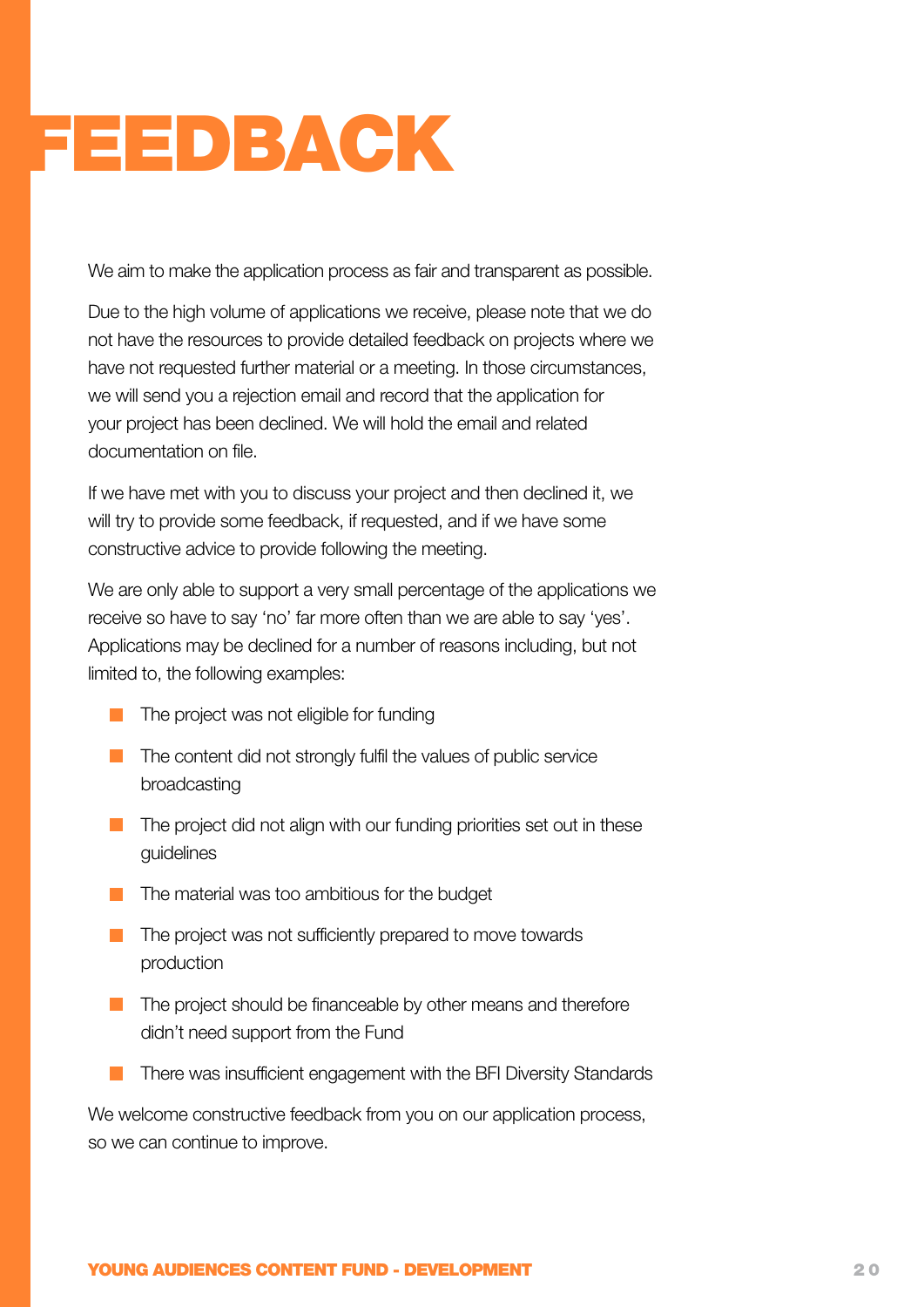# FEEDBACK

We aim to make the application process as fair and transparent as possible.

Due to the high volume of applications we receive, please note that we do not have the resources to provide detailed feedback on projects where we have not requested further material or a meeting. In those circumstances, we will send you a rejection email and record that the application for your project has been declined. We will hold the email and related documentation on file.

If we have met with you to discuss your project and then declined it, we will try to provide some feedback, if requested, and if we have some constructive advice to provide following the meeting.

We are only able to support a very small percentage of the applications we receive so have to say 'no' far more often than we are able to say 'yes'. Applications may be declined for a number of reasons including, but not limited to, the following examples:

- The project was not eligible for funding
- The content did not strongly fulfil the values of public service broadcasting
- The project did not align with our funding priorities set out in these guidelines
- The material was too ambitious for the budget
- The project was not sufficiently prepared to move towards production
- The project should be financeable by other means and therefore didn't need support from the Fund
- There was insufficient engagement with the BFI Diversity Standards

We welcome constructive feedback from you on our application process, so we can continue to improve.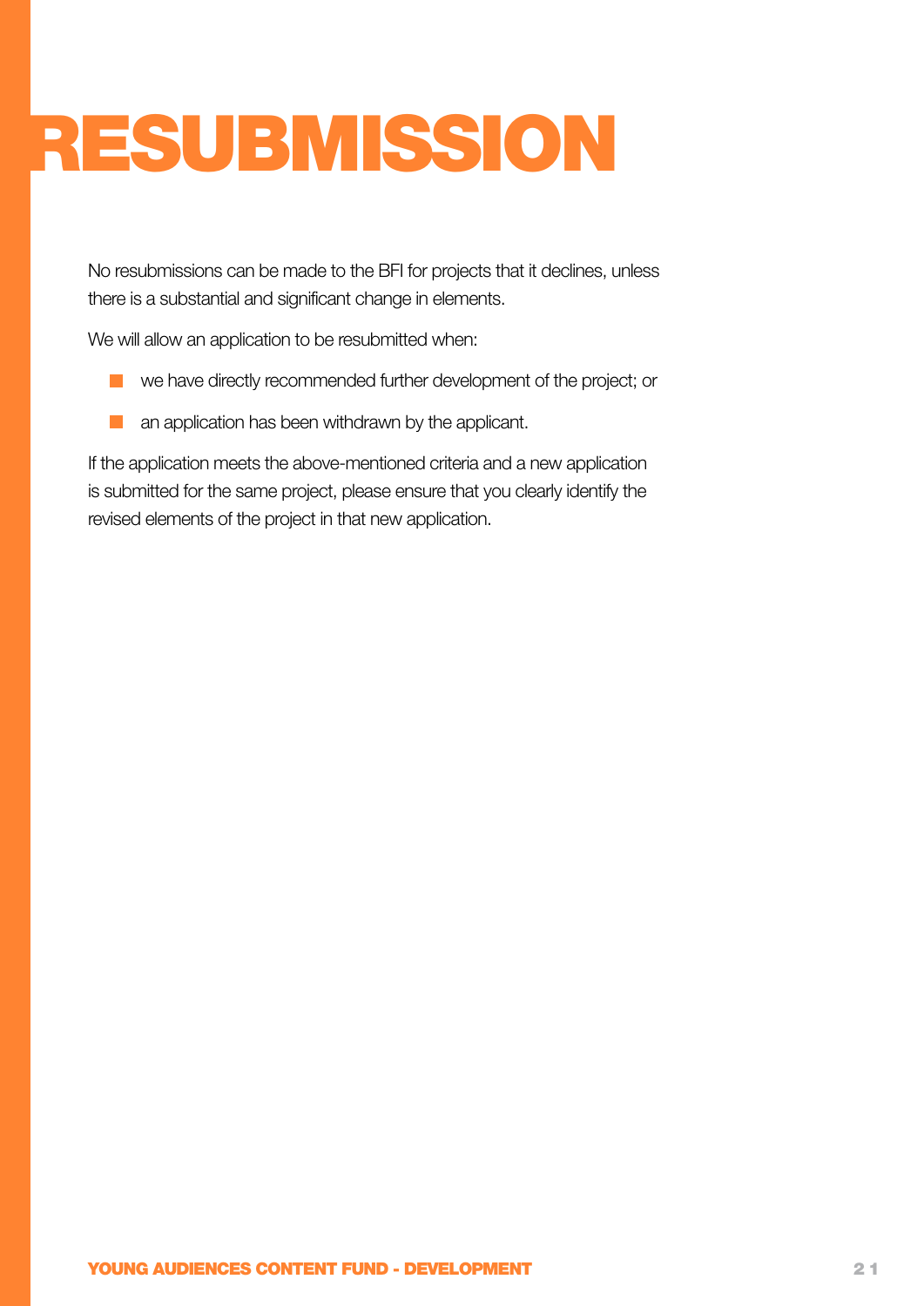# RESUBMISSION

No resubmissions can be made to the BFI for projects that it declines, unless there is a substantial and significant change in elements.

We will allow an application to be resubmitted when:

- we have directly recommended further development of the project; or
- an application has been withdrawn by the applicant.

If the application meets the above-mentioned criteria and a new application is submitted for the same project, please ensure that you clearly identify the revised elements of the project in that new application.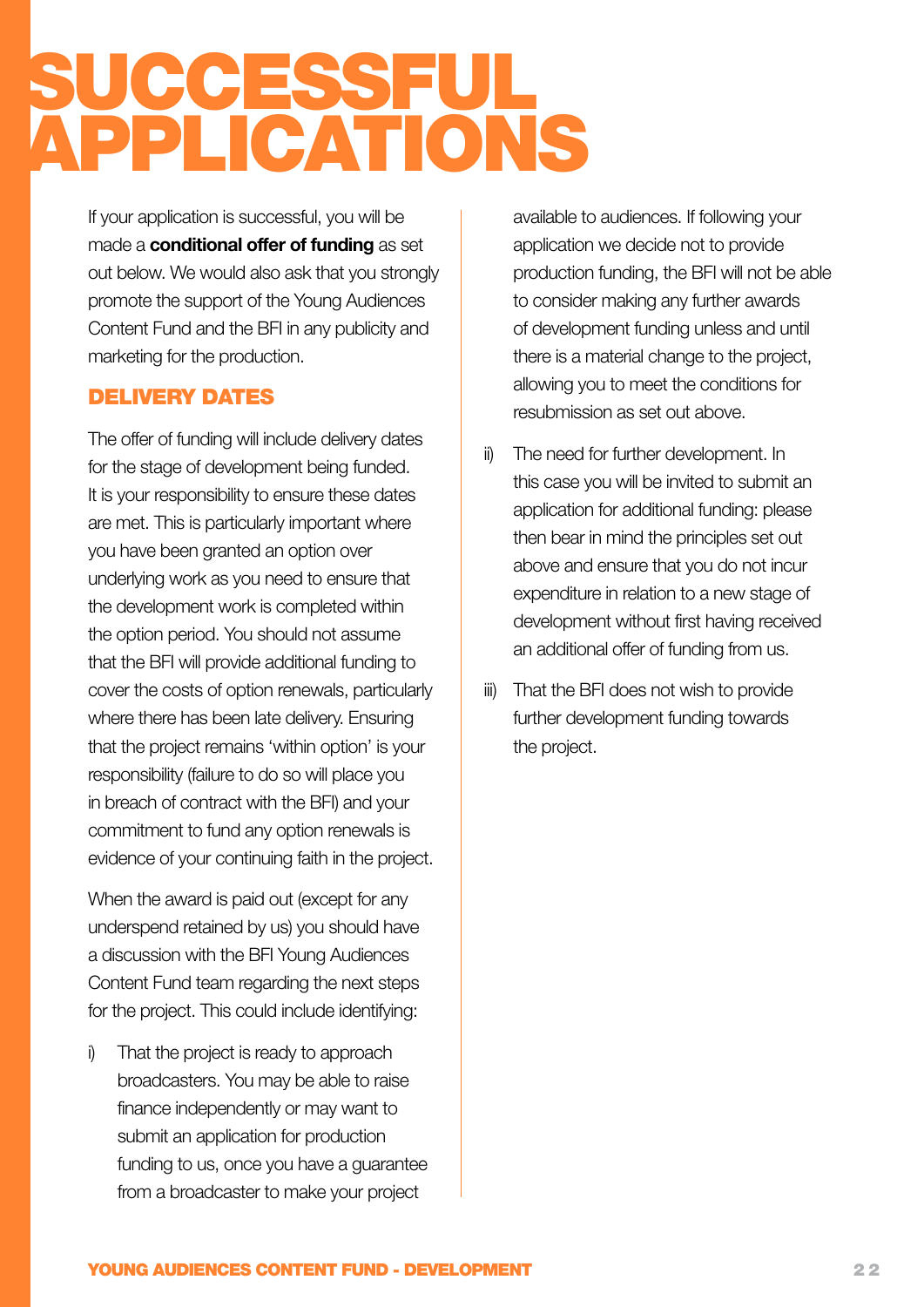# SUCCESSFUL APPLICATIONS

If your application is successful, you will be made a **conditional offer of funding** as set out below. We would also ask that you strongly promote the support of the Young Audiences Content Fund and the BFI in any publicity and marketing for the production.

## DELIVERY DATES

The offer of funding will include delivery dates for the stage of development being funded. It is your responsibility to ensure these dates are met. This is particularly important where you have been granted an option over underlying work as you need to ensure that the development work is completed within the option period. You should not assume that the BFI will provide additional funding to cover the costs of option renewals, particularly where there has been late delivery. Ensuring that the project remains 'within option' is your responsibility (failure to do so will place you in breach of contract with the BFI) and your commitment to fund any option renewals is evidence of your continuing faith in the project.

When the award is paid out (except for any underspend retained by us) you should have a discussion with the BFI Young Audiences Content Fund team regarding the next steps for the project. This could include identifying:

i) That the project is ready to approach broadcasters. You may be able to raise finance independently or may want to submit an application for production funding to us, once you have a guarantee from a broadcaster to make your project available to audiences. If following your application we decide not to provide production funding, the BFI will not be able to consider making any further awards of development funding unless and until there is a material change to the project, allowing you to meet the conditions for resubmission as set out above.

ii) The need for further development. In this case you will be invited to submit an application for additional funding: please then bear in mind the principles set out above and ensure that you do not incur expenditure in relation to a new stage of development without first having received an additional offer of funding from us.

iii) That the BFI does not wish to provide further development funding towards the project.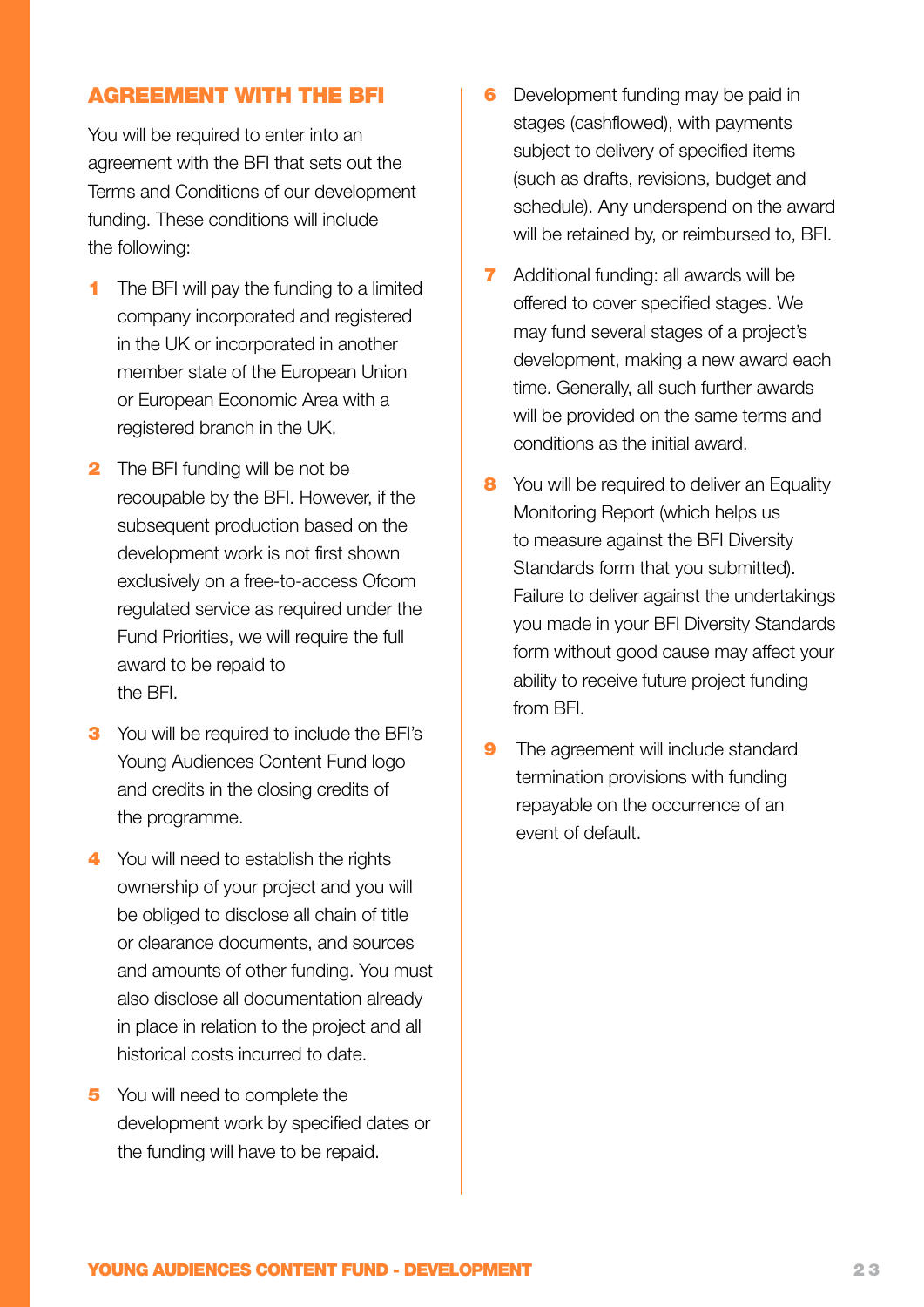## AGREEMENT WITH THE BFI

You will be required to enter into an agreement with the BFI that sets out the Terms and Conditions of our development funding. These conditions will include the following:

1. The BFI will pay the funding to a limited company incorporated and registered in the UK or incorporated in another member state of the European Union or European Economic Area with a registered branch in the UK.
2. The BFI funding will be not be recoupable by the BFI. However, if the subsequent production based on the development work is not first shown exclusively on a free-to-access Ofcom regulated service as required under the Fund Priorities, we will require the full award to be repaid to the BFI.
3. You will be required to include the BFI's Young Audiences Content Fund logo and credits in the closing credits of the programme.
4. You will need to establish the rights ownership of your project and you will be obliged to disclose all chain of title or clearance documents, and sources and amounts of other funding. You must also disclose all documentation already in place in relation to the project and all historical costs incurred to date.
5. You will need to complete the development work by specified dates or the funding will have to be repaid.
6. Development funding may be paid in stages (cashflowed), with payments subject to delivery of specified items (such as drafts, revisions, budget and schedule). Any underspend on the award will be retained by, or reimbursed to, BFI.
7. Additional funding: all awards will be offered to cover specified stages. We may fund several stages of a project's development, making a new award each time. Generally, all such further awards will be provided on the same terms and conditions as the initial award.
8. You will be required to deliver an Equality Monitoring Report (which helps us to measure against the BFI Diversity Standards form that you submitted). Failure to deliver against the undertakings you made in your BFI Diversity Standards form without good cause may affect your ability to receive future project funding from BFI.
9. The agreement will include standard termination provisions with funding repayable on the occurrence of an event of default.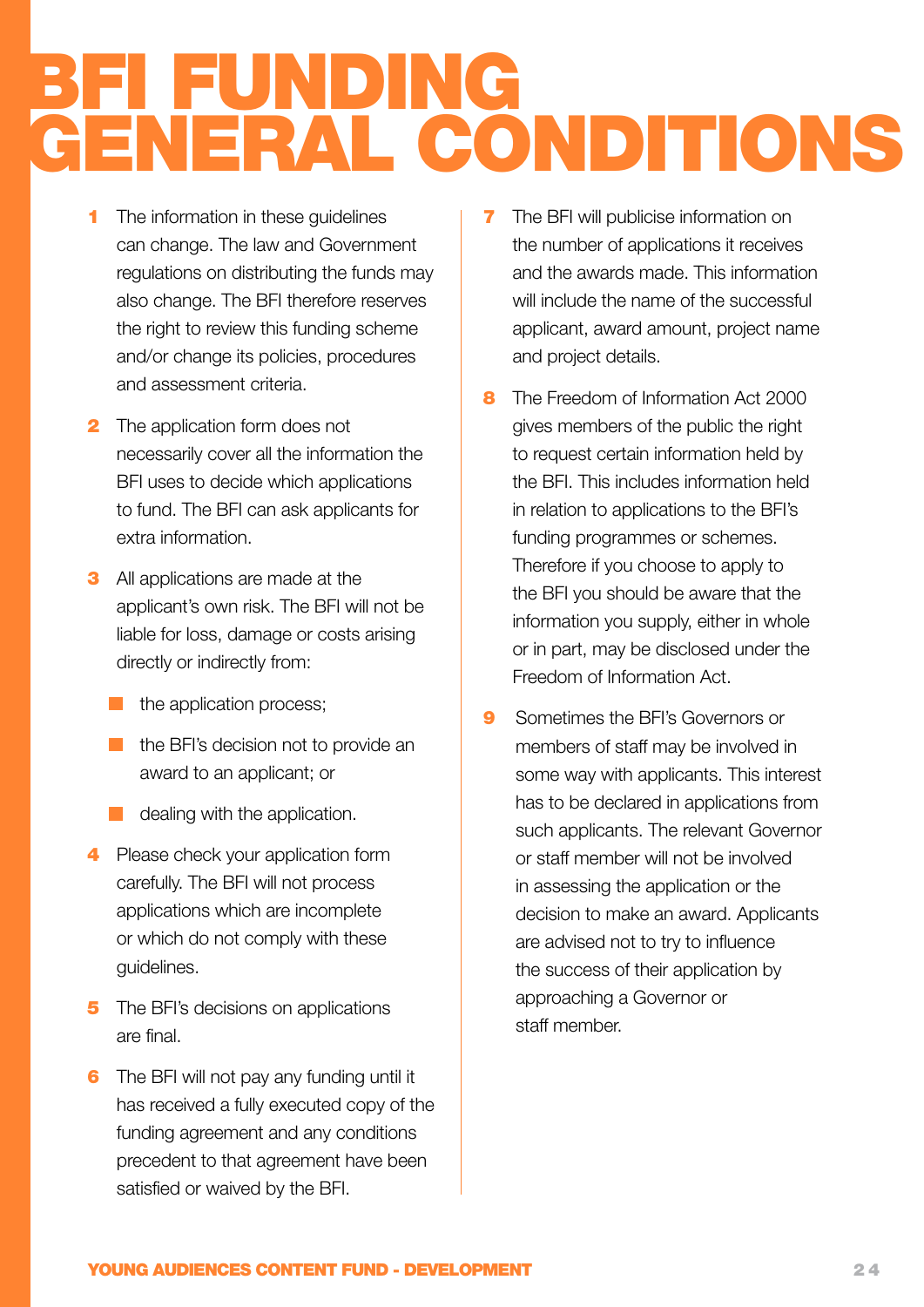# BFI FUNDING GENERAL CONDITIONS

1. The information in these guidelines can change. The law and Government regulations on distributing the funds may also change. The BFI therefore reserves the right to review this funding scheme and/or change its policies, procedures and assessment criteria.

2. The application form does not necessarily cover all the information the BFI uses to decide which applications to fund. The BFI can ask applicants for extra information.

3. All applications are made at the applicant's own risk. The BFI will not be liable for loss, damage or costs arising directly or indirectly from:
   - the application process;
   - the BFI's decision not to provide an award to an applicant; or
   - dealing with the application.

4. Please check your application form carefully. The BFI will not process applications which are incomplete or which do not comply with these guidelines.

5. The BFI's decisions on applications are final.

6. The BFI will not pay any funding until it has received a fully executed copy of the funding agreement and any conditions precedent to that agreement have been satisfied or waived by the BFI.

7. The BFI will publicise information on the number of applications it receives and the awards made. This information will include the name of the successful applicant, award amount, project name and project details.

8. The Freedom of Information Act 2000 gives members of the public the right to request certain information held by the BFI. This includes information held in relation to applications to the BFI's funding programmes or schemes. Therefore if you choose to apply to the BFI you should be aware that the information you supply, either in whole or in part, may be disclosed under the Freedom of Information Act.

9. Sometimes the BFI's Governors or members of staff may be involved in some way with applicants. This interest has to be declared in applications from such applicants. The relevant Governor or staff member will not be involved in assessing the application or the decision to make an award. Applicants are advised not to try to influence the success of their application by approaching a Governor or staff member.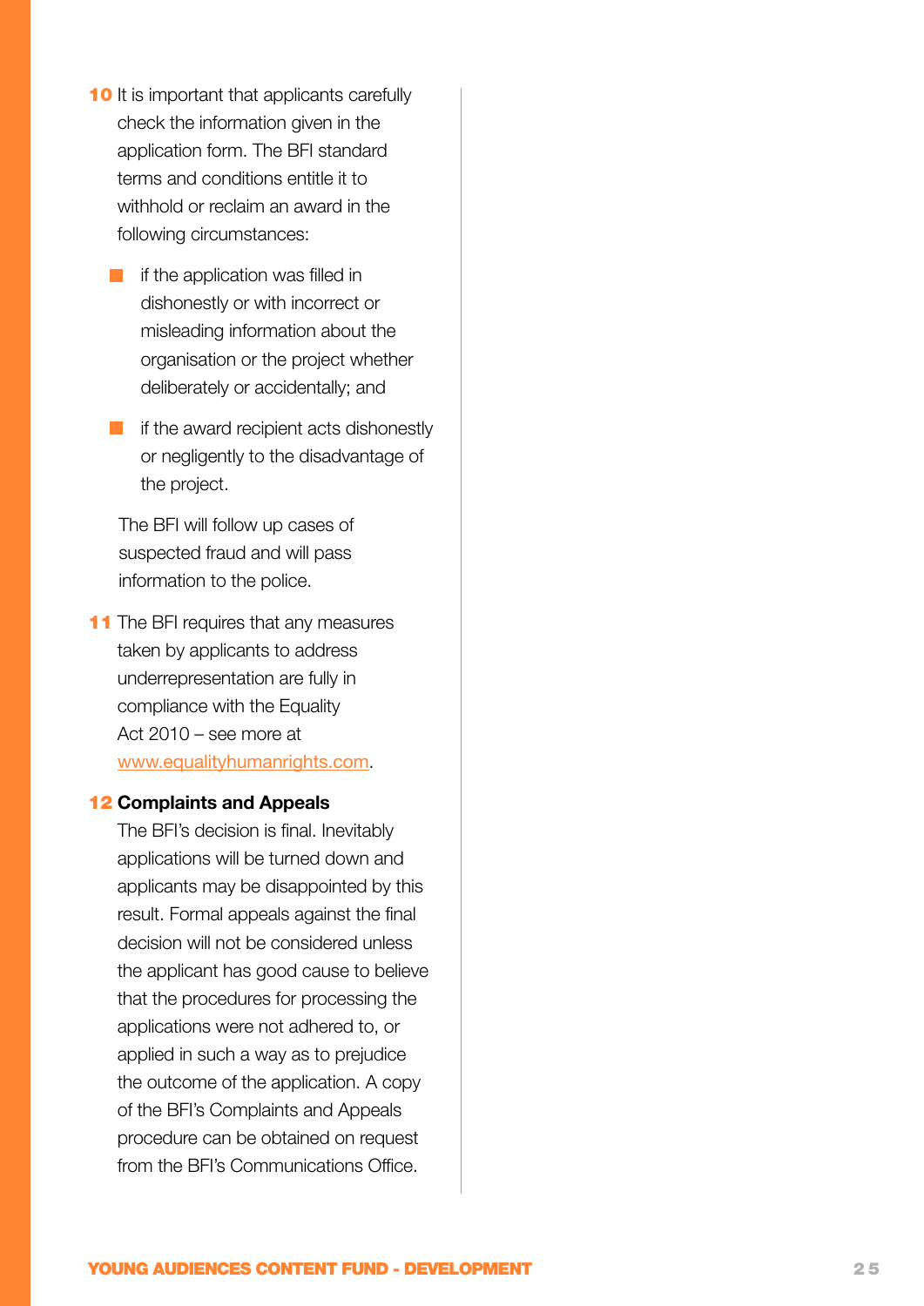10 It is important that applicants carefully check the information given in the application form. The BFI standard terms and conditions entitle it to withhold or reclaim an award in the following circumstances:

- if the application was filled in dishonestly or with incorrect or misleading information about the organisation or the project whether deliberately or accidentally; and
- if the award recipient acts dishonestly or negligently to the disadvantage of the project.

The BFI will follow up cases of suspected fraud and will pass information to the police.

11 The BFI requires that any measures taken by applicants to address underrepresentation are fully in compliance with the Equality Act 2010 – see more at www.equalityhumanrights.com.

12 **Complaints and Appeals**

The BFI's decision is final. Inevitably applications will be turned down and applicants may be disappointed by this result. Formal appeals against the final decision will not be considered unless the applicant has good cause to believe that the procedures for processing the applications were not adhered to, or applied in such a way as to prejudice the outcome of the application. A copy of the BFI's Complaints and Appeals procedure can be obtained on request from the BFI's Communications Office.